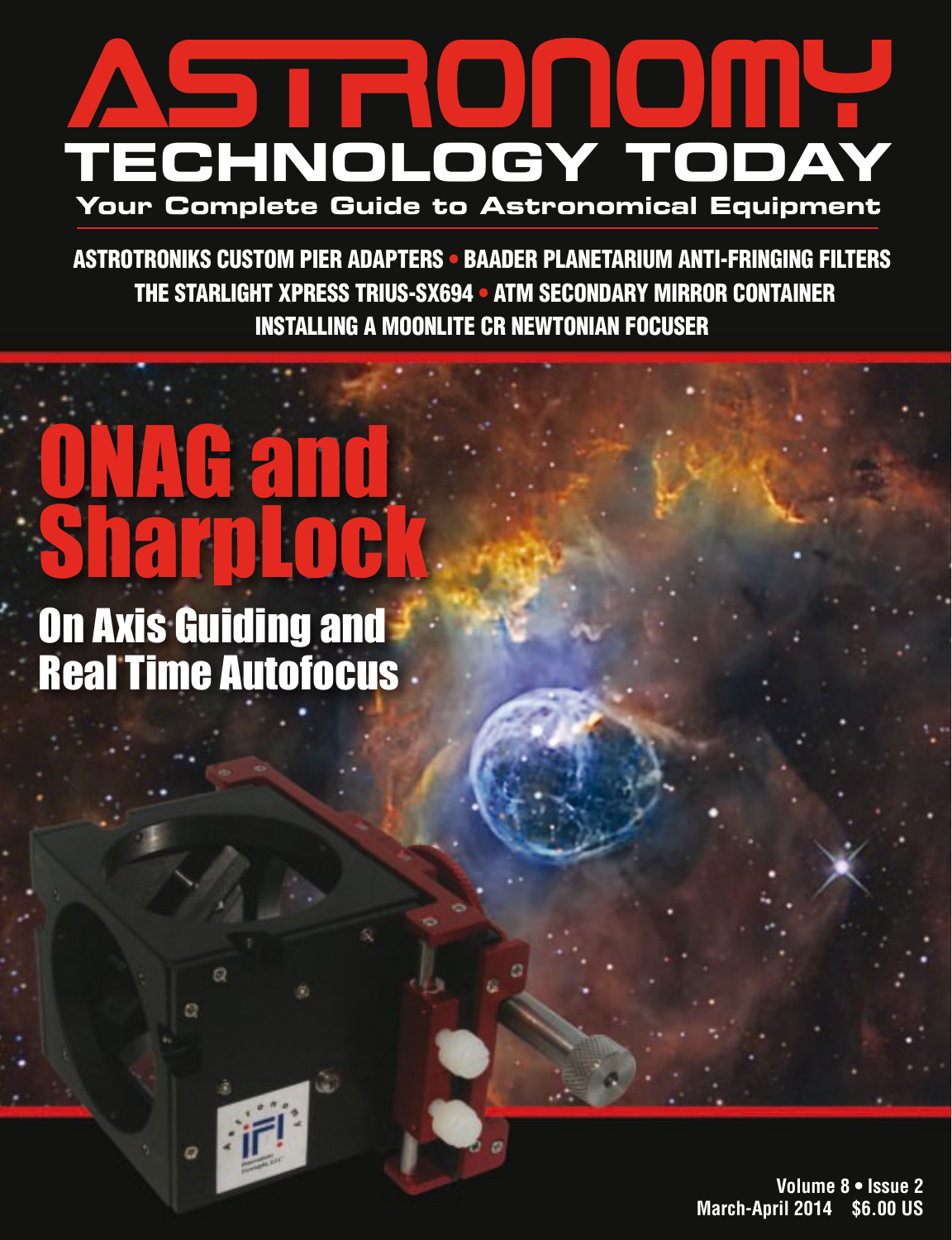# ASTRONOMY TECHNOLOGY TODAY

**Your Complete Guide to Astronomical Equipment**

ASTROTRONIKS CUSTOM PIER ADAPTERS • BAADER PLANETARIUM ANTI-FRINGING FILTERS
THE STARLIGHT XPRESS TRIUS-SX694 • ATM SECONDARY MIRROR CONTAINER
INSTALLING A MOONLITE CR NEWTONIAN FOCUSER

# ONAG and SharpLock

## On Axis Guiding and Real Time Autofocus

Volume 8 • Issue 2
March-April 2014 $6.00 US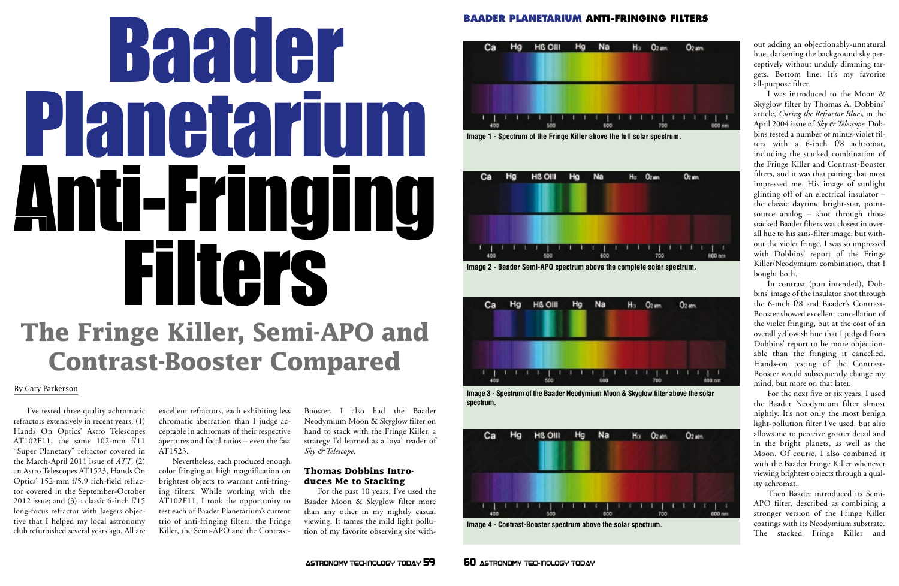# Baader Planetarium Anti-Fringing Filters

## The Fringe Killer, Semi-APO and Contrast-Booster Compared

By Gary Parkerson

I've tested three quality achromatic refractors extensively in recent years: (1) Hands On Optics' Astro Telescopes AT102F11, the same 102-mm f/11 "Super Planetary" refractor covered in the March-April 2011 issue of *ATT*; (2) an Astro Telescopes AT1523, Hands On Optics' 152-mm f/5.9 rich-field refractor covered in the September-October 2012 issue; and (3) a classic 6-inch f/15 long-focus refractor with Jaegers objective that I helped my local astronomy club refurbished several years ago. All are excellent refractors, each exhibiting less chromatic aberration than I judge acceptable in achromats of their respective apertures and focal ratios – even the fast AT1523.

Nevertheless, each produced enough color fringing at high magnification on brightest objects to warrant anti-fringing filters. While working with the AT102F11, I took the opportunity to test each of Baader Planetarium's current trio of anti-fringing filters: the Fringe Killer, the Semi-APO and the Contrast-Booster. I also had the Baader Neodymium Moon & Skyglow filter on hand to stack with the Fringe Killer, a strategy I'd learned as a loyal reader of *Sky & Telescope.*

### Thomas Dobbins Introduces Me to Stacking

For the past 10 years, I've used the Baader Moon & Skyglow filter more than any other in my nightly casual viewing. It tames the mild light pollution of my favorite observing site without adding an objectionably-unnatural hue, darkening the background sky perceptively without unduly dimming targets. Bottom line: It's my favorite all-purpose filter.

I was introduced to the Moon & Skyglow filter by Thomas A. Dobbins' article, *Curing the Refractor Blues*, in the April 2004 issue of *Sky & Telescope*. Dobbins tested a number of minus-violet filters with a 6-inch f/8 achromat, including the stacked combination of the Fringe Killer and Contrast-Booster filters, and it was that pairing that most impressed me. His image of sunlight glinting off of an electrical insulator – the classic daytime bright-star, point-source analog – shot through those stacked Baader filters was closest in overall hue to his sans-filter image, but without the violet fringe. I was so impressed with Dobbins' report of the Fringe Killer/Neodymium combination, that I bought both.

In contrast (pun intended), Dobbins' image of the insulator shot through the 6-inch f/8 and Baader's Contrast-Booster showed excellent cancellation of the violet fringing, but at the cost of an overall yellowish hue that I judged from Dobbins' report to be more objectionable than the fringing it cancelled. Hands-on testing of the Contrast-Booster would subsequently change my mind, but more on that later.

For the next five or six years, I used the Baader Neodymium filter almost nightly. It's not only the most benign light-pollution filter I've used, but also allows me to perceive greater detail and in the bright planets, as well as the Moon. Of course, I also combined it with the Baader Fringe Killer whenever viewing brightest objects through a quality achromat.

Then Baader introduced its Semi-APO filter, described as combining a stronger version of the Fringe Killer coatings with its Neodymium substrate. The stacked Fringe Killer and

Image 1 - Spectrum of the Fringe Killer above the full solar spectrum.

Image 2 - Baader Semi-APO spectrum above the complete solar spectrum.

Image 3 - Spectrum of the Baader Neodymium Moon & Skyglow filter above the solar spectrum.

Image 4 - Contrast-Booster spectrum above the solar spectrum.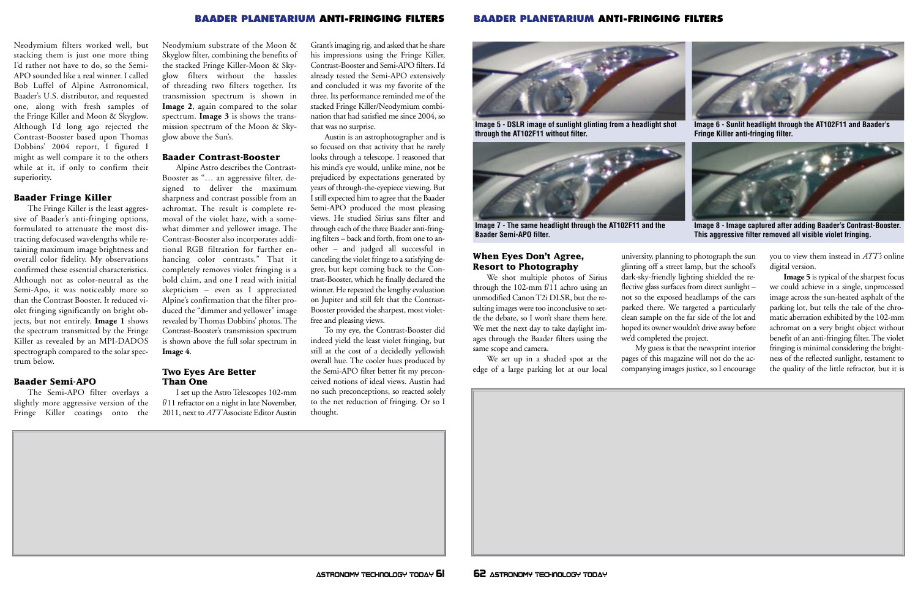Neodymium filters worked well, but stacking them is just one more thing I'd rather not have to do, so the Semi-APO sounded like a real winner. I called Bob Luffel of Alpine Astronomical, Baader's U.S. distributor, and requested one, along with fresh samples of the Fringe Killer and Moon & Skyglow. Although I'd long ago rejected the Contrast-Booster based upon Thomas Dobbins' 2004 report, I figured I might as well compare it to the others while at it, if only to confirm their superiority.

## Baader Fringe Killer

The Fringe Killer is the least aggressive of Baader's anti-fringing options, formulated to attenuate the most distracting defocused wavelengths while retaining maximum image brightness and overall color fidelity. My observations confirmed these essential characteristics. Although not as color-neutral as the Semi-Apo, it was noticeably more so than the Contrast Booster. It reduced violet fringing significantly on bright objects, but not entirely. **Image 1** shows the spectrum transmitted by the Fringe Killer as revealed by an MPI-DADOS spectrograph compared to the solar spectrum below.

## Baader Semi-APO

The Semi-APO filter overlays a slightly more aggressive version of the Fringe Killer coatings onto the Neodymium substrate of the Moon & Skyglow filter, combining the benefits of the stacked Fringe Killer-Moon & Skyglow filters without the hassles of threading two filters together. Its transmission spectrum is shown in **Image 2**, again compared to the solar spectrum. **Image 3** is shows the transmission spectrum of the Moon & Skyglow above the Sun's.

## Baader Contrast-Booster

Alpine Astro describes the Contrast-Booster as "… an aggressive filter, designed to deliver the maximum sharpness and contrast possible from an achromat. The result is complete removal of the violet haze, with a somewhat dimmer and yellower image. The Contrast-Booster also incorporates additional RGB filtration for further enhancing color contrasts." That it completely removes violet fringing is a bold claim, and one I read with initial skepticism – even as I appreciated Alpine's confirmation that the filter produced the "dimmer and yellower" image revealed by Thomas Dobbins' photos. The Contrast-Booster's transmission spectrum is shown above the full solar spectrum in **Image 4**.

## Two Eyes Are Better Than One

I set up the Astro Telescopes 102-mm f/11 refractor on a night in late November, 2011, next to *ATT* Associate Editor Austin Grant's imaging rig, and asked that he share his impressions using the Fringe Killer, Contrast-Booster and Semi-APO filters. I'd already tested the Semi-APO extensively and concluded it was my favorite of the three. Its performance reminded me of the stacked Fringe Killer/Neodymium combination that had satisfied me since 2004, so that was no surprise.

Austin is an astrophotographer and is so focused on that activity that he rarely looks through a telescope. I reasoned that his mind's eye would, unlike mine, not be prejudiced by expectations generated by years of through-the-eyepiece viewing. But I still expected him to agree that the Baader Semi-APO produced the most pleasing views. He studied Sirius sans filter and through each of the three Baader anti-fringing filters – back and forth, from one to another – and judged all successful in canceling the violet fringe to a satisfying degree, but kept coming back to the Contrast-Booster, which he finally declared the winner. He repeated the lengthy evaluation on Jupiter and still felt that the Contrast-Booster provided the sharpest, most violet-free and pleasing views.

To my eye, the Contrast-Booster did indeed yield the least violet fringing, but still at the cost of a decidedly yellowish overall hue. The cooler hues produced by the Semi-APO filter better fit my preconceived notions of ideal views. Austin had no such preconceptions, so reacted solely to the net reduction of fringing. Or so I thought.

Image 5 - DSLR image of sunlight glinting from a headlight shot through the AT102F11 without filter.

Image 6 - Sunlit headlight through the AT102F11 and Baader's Fringe Killer anti-fringing filter.

Image 7 - The same headlight through the AT102F11 and the Baader Semi-APO filter.

Image 8 - Image captured after adding Baader's Contrast-Booster. This aggressive filter removed all visible violet fringing.

## When Eyes Don't Agree, Resort to Photography

We shot multiple photos of Sirius through the 102-mm f/11 achro using an unmodified Canon T2i DSLR, but the resulting images were too inconclusive to settle the debate, so I won't share them here. We met the next day to take daylight images through the Baader filters using the same scope and camera.

We set up in a shaded spot at the edge of a large parking lot at our local university, planning to photograph the sun glinting off a street lamp, but the school's dark-sky-friendly lighting shielded the reflective glass surfaces from direct sunlight – not so the exposed headlamps of the cars parked there. We targeted a particularly clean sample on the far side of the lot and hoped its owner wouldn't drive away before we'd completed the project.

My guess is that the newsprint interior pages of this magazine will not do the accompanying images justice, so I encourage you to view them instead in *ATT's* online digital version.

**Image 5** is typical of the sharpest focus we could achieve in a single, unprocessed image across the sun-heated asphalt of the parking lot, but tells the tale of the chromatic aberration exhibited by the 102-mm achromat on a very bright object without benefit of an anti-fringing filter. The violet fringing is minimal considering the brightness of the reflected sunlight, testament to the quality of the little refractor, but it is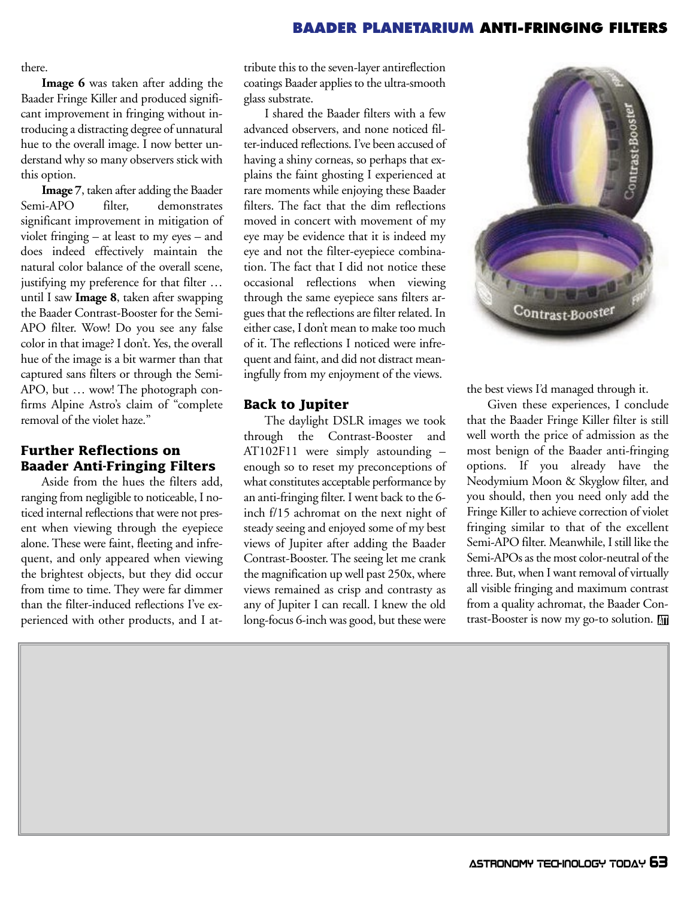there.

**Image 6** was taken after adding the Baader Fringe Killer and produced significant improvement in fringing without introducing a distracting degree of unnatural hue to the overall image. I now better understand why so many observers stick with this option.

**Image 7**, taken after adding the Baader Semi-APO filter, demonstrates significant improvement in mitigation of violet fringing – at least to my eyes – and does indeed effectively maintain the natural color balance of the overall scene, justifying my preference for that filter … until I saw **Image 8**, taken after swapping the Baader Contrast-Booster for the Semi-APO filter. Wow! Do you see any false color in that image? I don't. Yes, the overall hue of the image is a bit warmer than that captured sans filters or through the Semi-APO, but … wow! The photograph confirms Alpine Astro's claim of "complete removal of the violet haze."

## Further Reflections on Baader Anti-Fringing Filters

Aside from the hues the filters add, ranging from negligible to noticeable, I noticed internal reflections that were not present when viewing through the eyepiece alone. These were faint, fleeting and infrequent, and only appeared when viewing the brightest objects, but they did occur from time to time. They were far dimmer than the filter-induced reflections I've experienced with other products, and I attribute this to the seven-layer antireflection coatings Baader applies to the ultra-smooth glass substrate.

I shared the Baader filters with a few advanced observers, and none noticed filter-induced reflections. I've been accused of having a shiny corneas, so perhaps that explains the faint ghosting I experienced at rare moments while enjoying these Baader filters. The fact that the dim reflections moved in concert with movement of my eye may be evidence that it is indeed my eye and not the filter-eyepiece combination. The fact that I did not notice these occasional reflections when viewing through the same eyepiece sans filters argues that the reflections are filter related. In either case, I don't mean to make too much of it. The reflections I noticed were infrequent and faint, and did not distract meaningfully from my enjoyment of the views.

## Back to Jupiter

The daylight DSLR images we took through the Contrast-Booster and AT102F11 were simply astounding – enough so to reset my preconceptions of what constitutes acceptable performance by an anti-fringing filter. I went back to the 6-inch f/15 achromat on the next night of steady seeing and enjoyed some of my best views of Jupiter after adding the Baader Contrast-Booster. The seeing let me crank the magnification up well past 250x, where views remained as crisp and contrasty as any of Jupiter I can recall. I knew the old long-focus 6-inch was good, but these were the best views I'd managed through it.

Given these experiences, I conclude that the Baader Fringe Killer filter is still well worth the price of admission as the most benign of the Baader anti-fringing options. If you already have the Neodymium Moon & Skyglow filter, and you should, then you need only add the Fringe Killer to achieve correction of violet fringing similar to that of the excellent Semi-APO filter. Meanwhile, I still like the Semi-APOs as the most color-neutral of the three. But, when I want removal of virtually all visible fringing and maximum contrast from a quality achromat, the Baader Contrast-Booster is now my go-to solution.